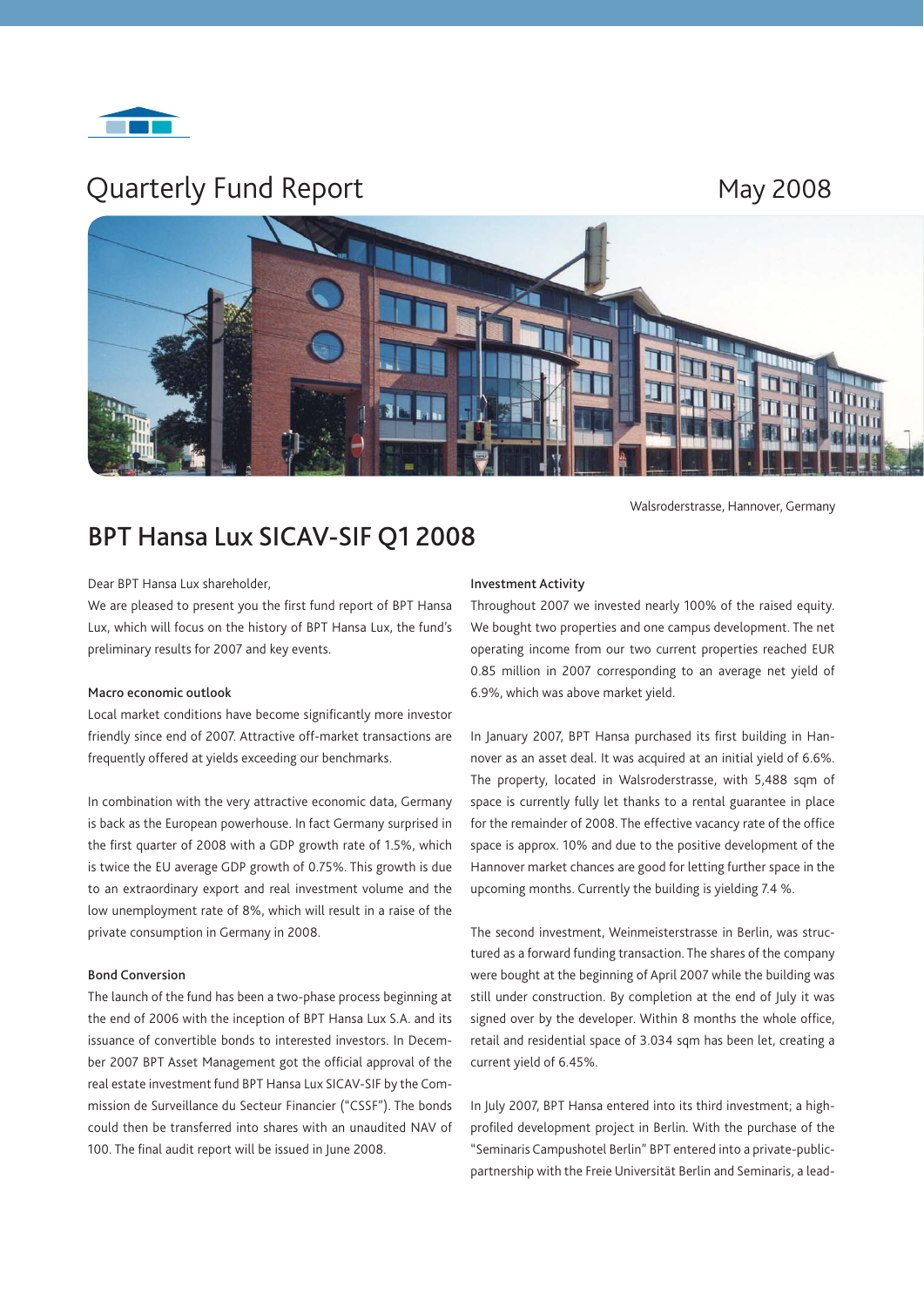# Quarterly Fund Report

May 2008

Walsroderstrasse, Hannover, Germany

## BPT Hansa Lux SICAV-SIF Q1 2008

Dear BPT Hansa Lux shareholder,

We are pleased to present you the first fund report of BPT Hansa Lux, which will focus on the history of BPT Hansa Lux, the fund's preliminary results for 2007 and key events.

### Macro economic outlook

Local market conditions have become significantly more investor friendly since end of 2007. Attractive off-market transactions are frequently offered at yields exceeding our benchmarks.

In combination with the very attractive economic data, Germany is back as the European powerhouse. In fact Germany surprised in the first quarter of 2008 with a GDP growth rate of 1.5%, which is twice the EU average GDP growth of 0.75%. This growth is due to an extraordinary export and real investment volume and the low unemployment rate of 8%, which will result in a raise of the private consumption in Germany in 2008.

### Bond Conversion

The launch of the fund has been a two-phase process beginning at the end of 2006 with the inception of BPT Hansa Lux S.A. and its issuance of convertible bonds to interested investors. In December 2007 BPT Asset Management got the official approval of the real estate investment fund BPT Hansa Lux SICAV-SIF by the Commission de Surveillance du Secteur Financier ("CSSF"). The bonds could then be transferred into shares with an unaudited NAV of 100. The final audit report will be issued in June 2008.

### Investment Activity

Throughout 2007 we invested nearly 100% of the raised equity. We bought two properties and one campus development. The net operating income from our two current properties reached EUR 0.85 million in 2007 corresponding to an average net yield of 6.9%, which was above market yield.

In January 2007, BPT Hansa purchased its first building in Hannover as an asset deal. It was acquired at an initial yield of 6.6%. The property, located in Walsroderstrasse, with 5,488 sqm of space is currently fully let thanks to a rental guarantee in place for the remainder of 2008. The effective vacancy rate of the office space is approx. 10% and due to the positive development of the Hannover market chances are good for letting further space in the upcoming months. Currently the building is yielding 7.4 %.

The second investment, Weinmeisterstrasse in Berlin, was structured as a forward funding transaction. The shares of the company were bought at the beginning of April 2007 while the building was still under construction. By completion at the end of July it was signed over by the developer. Within 8 months the whole office, retail and residential space of 3.034 sqm has been let, creating a current yield of 6.45%.

In July 2007, BPT Hansa entered into its third investment; a high-profiled development project in Berlin. With the purchase of the "Seminaris Campushotel Berlin" BPT entered into a private-public-partnership with the Freie Universität Berlin and Seminaris, a lead-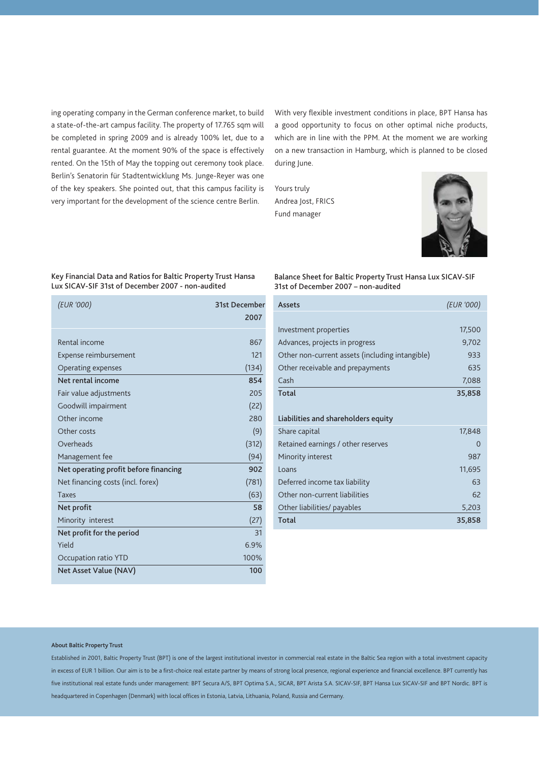ing operating company in the German conference market, to build a state-of-the-art campus facility. The property of 17.765 sqm will be completed in spring 2009 and is already 100% let, due to a rental guarantee. At the moment 90% of the space is effectively rented. On the 15th of May the topping out ceremony took place. Berlin's Senatorin für Stadtentwicklung Ms. Junge-Reyer was one of the key speakers. She pointed out, that this campus facility is very important for the development of the science centre Berlin.

With very flexible investment conditions in place, BPT Hansa has a good opportunity to focus on other optimal niche products, which are in line with the PPM. At the moment we are working on a new transaction in Hamburg, which is planned to be closed during June.

Yours truly
Andrea Jost, FRICS
Fund manager

**Key Financial Data and Ratios for Baltic Property Trust Hansa Lux SICAV-SIF 31st of December 2007 - non-audited**

| *(EUR '000)* | 31st December 2007 |
|---|---|
| Rental income | 867 |
| Expense reimbursement | 121 |
| Operating expenses | (134) |
| **Net rental income** | **854** |
| Fair value adjustments | 205 |
| Goodwill impairment | (22) |
| Other income | 280 |
| Other costs | (9) |
| Overheads | (312) |
| Management fee | (94) |
| **Net operating profit before financing** | **902** |
| Net financing costs (incl. forex) | (781) |
| Taxes | (63) |
| **Net profit** | **58** |
| Minority interest | (27) |
| **Net profit for the period** | 31 |
| Yield | 6.9% |
| Occupation ratio YTD | 100% |
| **Net Asset Value (NAV)** | **100** |

**Balance Sheet for Baltic Property Trust Hansa Lux SICAV-SIF 31st of December 2007 – non-audited**

| **Assets** | *(EUR '000)* |
|---|---|
| Investment properties | 17,500 |
| Advances, projects in progress | 9,702 |
| Other non-current assets (including intangible) | 933 |
| Other receivable and prepayments | 635 |
| Cash | 7,088 |
| **Total** | **35,858** |
| **Liabilities and shareholders equity** | |
| Share capital | 17,848 |
| Retained earnings / other reserves | 0 |
| Minority interest | 987 |
| Loans | 11,695 |
| Deferred income tax liability | 63 |
| Other non-current liabilities | 62 |
| Other liabilities/ payables | 5,203 |
| **Total** | **35,858** |

**About Baltic Property Trust**

Established in 2001, Baltic Property Trust (BPT) is one of the largest institutional investor in commercial real estate in the Baltic Sea region with a total investment capacity in excess of EUR 1 billion. Our aim is to be a first-choice real estate partner by means of strong local presence, regional experience and financial excellence. BPT currently has five institutional real estate funds under management: BPT Secura A/S, BPT Optima S.A., SICAR, BPT Arista S.A. SICAV-SIF, BPT Hansa Lux SICAV-SIF and BPT Nordic. BPT is headquartered in Copenhagen (Denmark) with local offices in Estonia, Latvia, Lithuania, Poland, Russia and Germany.